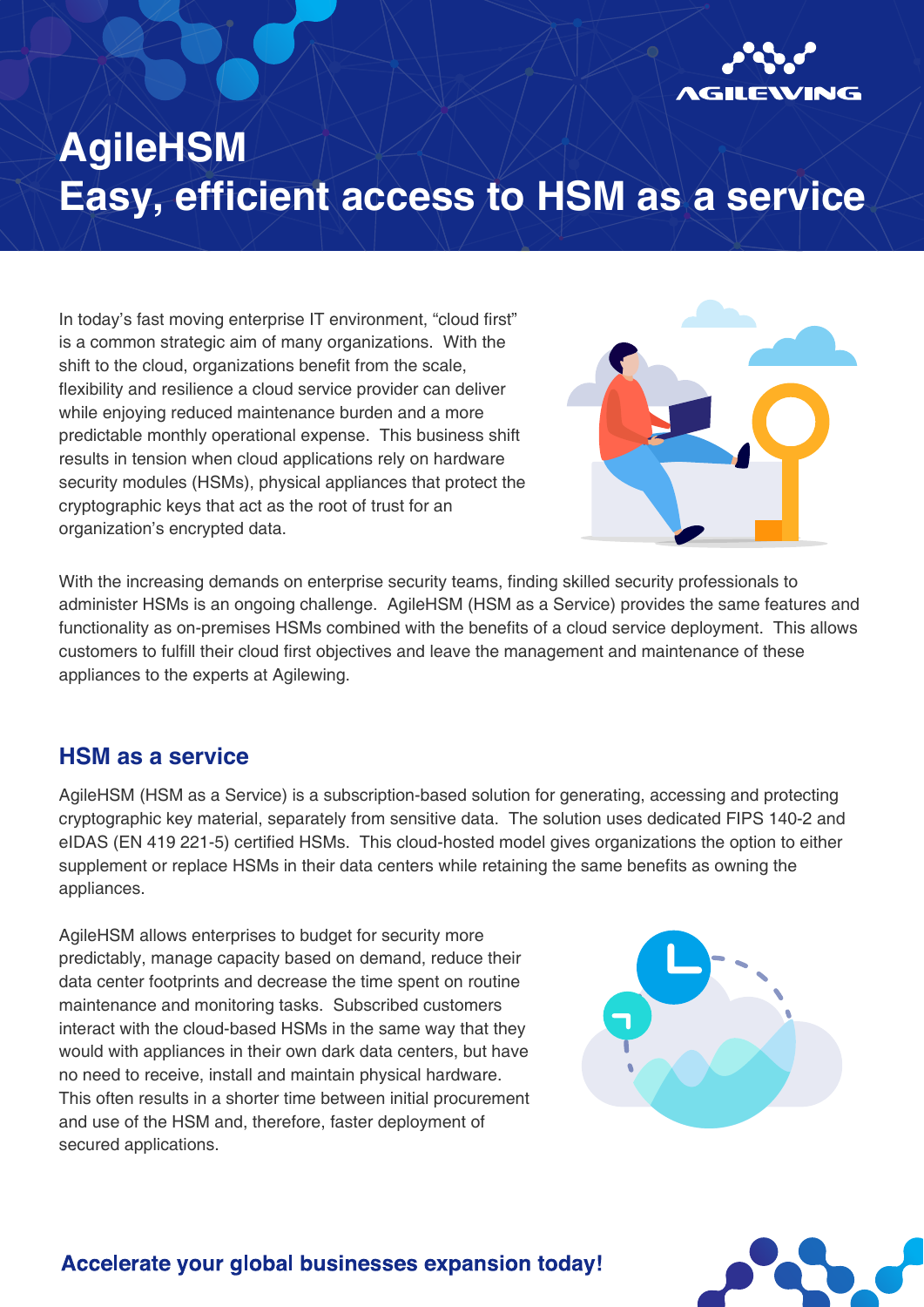# AgileHSM
# Easy, efficient access to HSM as a service

In today's fast moving enterprise IT environment, "cloud first" is a common strategic aim of many organizations. With the shift to the cloud, organizations benefit from the scale, flexibility and resilience a cloud service provider can deliver while enjoying reduced maintenance burden and a more predictable monthly operational expense. This business shift results in tension when cloud applications rely on hardware security modules (HSMs), physical appliances that protect the cryptographic keys that act as the root of trust for an organization's encrypted data.

With the increasing demands on enterprise security teams, finding skilled security professionals to administer HSMs is an ongoing challenge. AgileHSM (HSM as a Service) provides the same features and functionality as on-premises HSMs combined with the benefits of a cloud service deployment. This allows customers to fulfill their cloud first objectives and leave the management and maintenance of these appliances to the experts at Agilewing.

## HSM as a service

AgileHSM (HSM as a Service) is a subscription-based solution for generating, accessing and protecting cryptographic key material, separately from sensitive data. The solution uses dedicated FIPS 140-2 and eIDAS (EN 419 221-5) certified HSMs. This cloud-hosted model gives organizations the option to either supplement or replace HSMs in their data centers while retaining the same benefits as owning the appliances.

AgileHSM allows enterprises to budget for security more predictably, manage capacity based on demand, reduce their data center footprints and decrease the time spent on routine maintenance and monitoring tasks. Subscribed customers interact with the cloud-based HSMs in the same way that they would with appliances in their own dark data centers, but have no need to receive, install and maintain physical hardware. This often results in a shorter time between initial procurement and use of the HSM and, therefore, faster deployment of secured applications.

**Accelerate your global businesses expansion today!**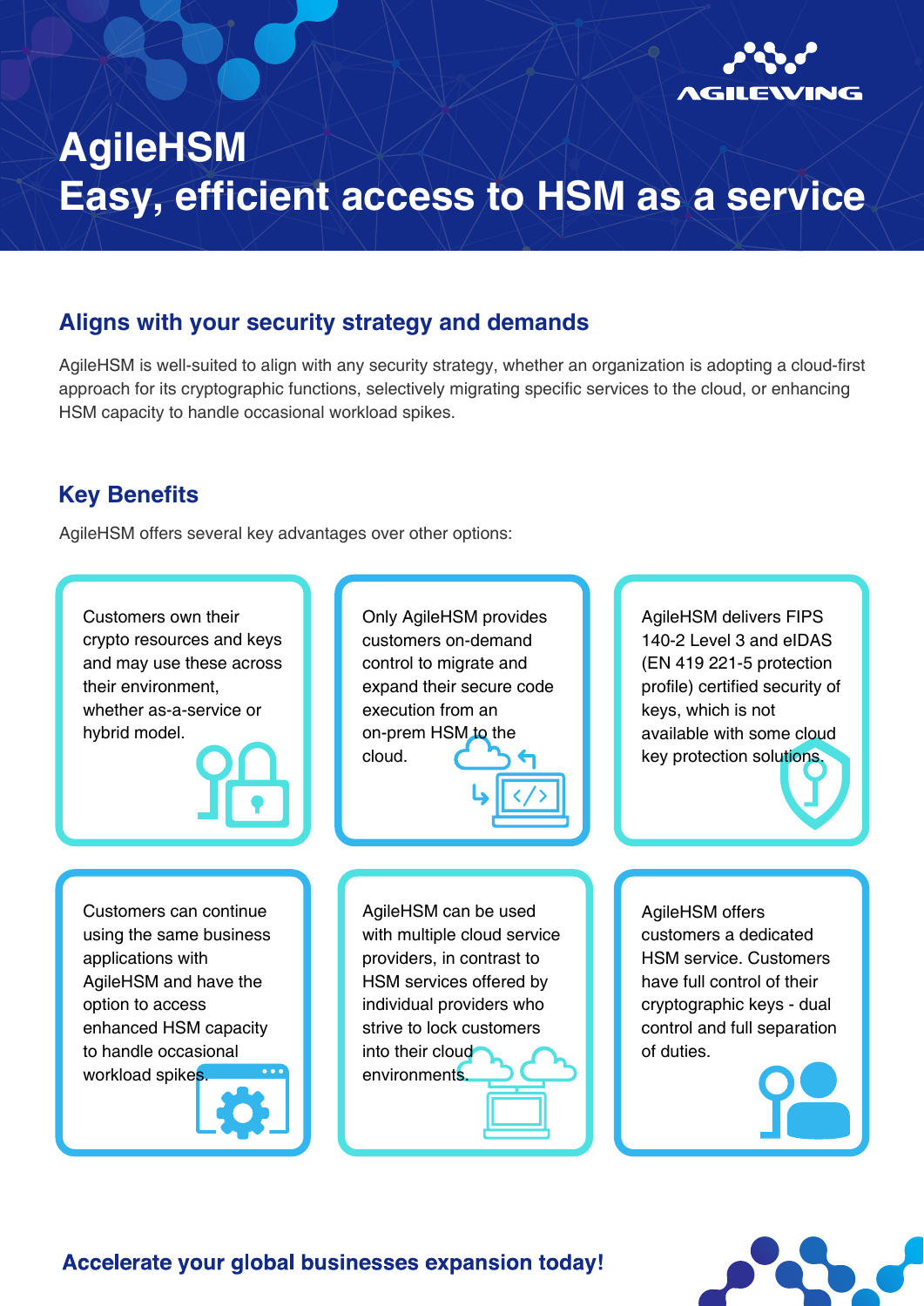# AgileHSM
# Easy, efficient access to HSM as a service

## Aligns with your security strategy and demands

AgileHSM is well-suited to align with any security strategy, whether an organization is adopting a cloud-first approach for its cryptographic functions, selectively migrating specific services to the cloud, or enhancing HSM capacity to handle occasional workload spikes.

## Key Benefits

AgileHSM offers several key advantages over other options:

- Customers own their crypto resources and keys and may use these across their environment, whether as-a-service or hybrid model.
- Only AgileHSM provides customers on-demand control to migrate and expand their secure code execution from an on-prem HSM to the cloud.
- AgileHSM delivers FIPS 140-2 Level 3 and eIDAS (EN 419 221-5 protection profile) certified security of keys, which is not available with some cloud key protection solutions.
- Customers can continue using the same business applications with AgileHSM and have the option to access enhanced HSM capacity to handle occasional workload spikes.
- AgileHSM can be used with multiple cloud service providers, in contrast to HSM services offered by individual providers who strive to lock customers into their cloud environments.
- AgileHSM offers customers a dedicated HSM service. Customers have full control of their cryptographic keys - dual control and full separation of duties.

**Accelerate your global businesses expansion today!**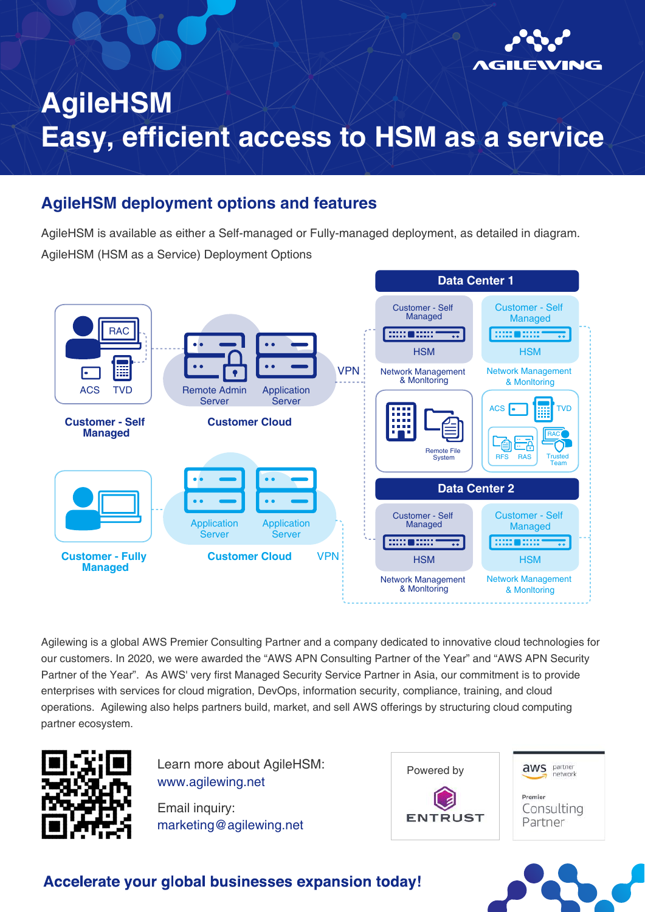# AgileHSM
# Easy, efficient access to HSM as a service

## AgileHSM deployment options and features

AgileHSM is available as either a Self-managed or Fully-managed deployment, as detailed in diagram.

AgileHSM (HSM as a Service) Deployment Options

RAC
ACS
TVD
Customer - Self Managed

Remote Admin Server
Application Server
Customer Cloud

VPN

Customer - Fully Managed

Application Server
Application Server
Customer Cloud

VPN

Data Center 1

Customer - Self Managed
HSM
Network Management & Monitoring

Customer - Self Managed
HSM
Network Management & Monitoring

Remote File System

ACS
TVD
RAC
RFS
RAS
Trusted Team

Data Center 2

Customer - Self Managed
HSM
Network Management & Monitoring

Customer - Self Managed
HSM
Network Management & Monitoring

Agilewing is a global AWS Premier Consulting Partner and a company dedicated to innovative cloud technologies for our customers. In 2020, we were awarded the "AWS APN Consulting Partner of the Year" and "AWS APN Security Partner of the Year". As AWS' very first Managed Security Service Partner in Asia, our commitment is to provide enterprises with services for cloud migration, DevOps, information security, compliance, training, and cloud operations. Agilewing also helps partners build, market, and sell AWS offerings by structuring cloud computing partner ecosystem.

Learn more about AgileHSM:
www.agilewing.net

Email inquiry:
marketing@agilewing.net

Powered by ENTRUST

aws partner network
Premier Consulting Partner

**Accelerate your global businesses expansion today!**